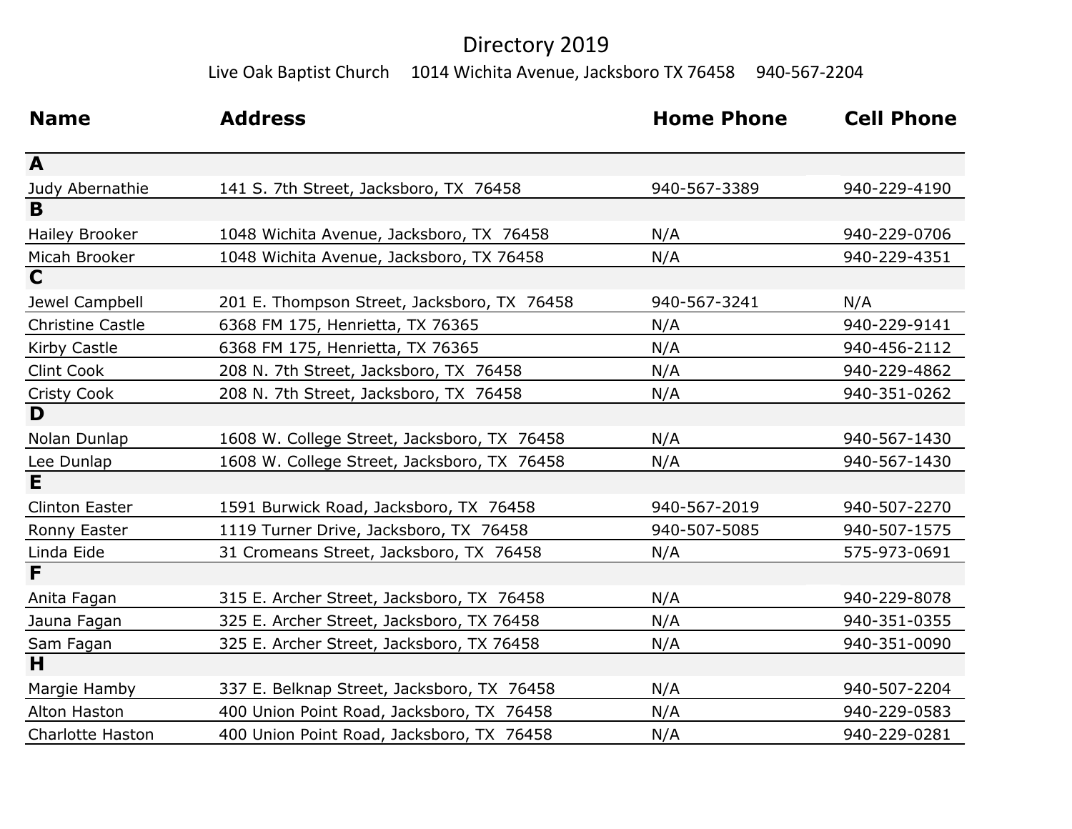# Directory 2019

Live Oak Baptist Church 1014 Wichita Avenue, Jacksboro TX 76458 940-567-2204

| Name | Address | Home Phone | Cell Phone |
|---|---|---|---|
| **A** | | | |
| Judy Abernathie | 141 S. 7th Street, Jacksboro, TX 76458 | 940-567-3389 | 940-229-4190 |
| **B** | | | |
| Hailey Brooker | 1048 Wichita Avenue, Jacksboro, TX 76458 | N/A | 940-229-0706 |
| Micah Brooker | 1048 Wichita Avenue, Jacksboro, TX 76458 | N/A | 940-229-4351 |
| **C** | | | |
| Jewel Campbell | 201 E. Thompson Street, Jacksboro, TX 76458 | 940-567-3241 | N/A |
| Christine Castle | 6368 FM 175, Henrietta, TX 76365 | N/A | 940-229-9141 |
| Kirby Castle | 6368 FM 175, Henrietta, TX 76365 | N/A | 940-456-2112 |
| Clint Cook | 208 N. 7th Street, Jacksboro, TX 76458 | N/A | 940-229-4862 |
| Cristy Cook | 208 N. 7th Street, Jacksboro, TX 76458 | N/A | 940-351-0262 |
| **D** | | | |
| Nolan Dunlap | 1608 W. College Street, Jacksboro, TX 76458 | N/A | 940-567-1430 |
| Lee Dunlap | 1608 W. College Street, Jacksboro, TX 76458 | N/A | 940-567-1430 |
| **E** | | | |
| Clinton Easter | 1591 Burwick Road, Jacksboro, TX 76458 | 940-567-2019 | 940-507-2270 |
| Ronny Easter | 1119 Turner Drive, Jacksboro, TX 76458 | 940-507-5085 | 940-507-1575 |
| Linda Eide | 31 Cromeans Street, Jacksboro, TX 76458 | N/A | 575-973-0691 |
| **F** | | | |
| Anita Fagan | 315 E. Archer Street, Jacksboro, TX 76458 | N/A | 940-229-8078 |
| Jauna Fagan | 325 E. Archer Street, Jacksboro, TX 76458 | N/A | 940-351-0355 |
| Sam Fagan | 325 E. Archer Street, Jacksboro, TX 76458 | N/A | 940-351-0090 |
| **H** | | | |
| Margie Hamby | 337 E. Belknap Street, Jacksboro, TX 76458 | N/A | 940-507-2204 |
| Alton Haston | 400 Union Point Road, Jacksboro, TX 76458 | N/A | 940-229-0583 |
| Charlotte Haston | 400 Union Point Road, Jacksboro, TX 76458 | N/A | 940-229-0281 |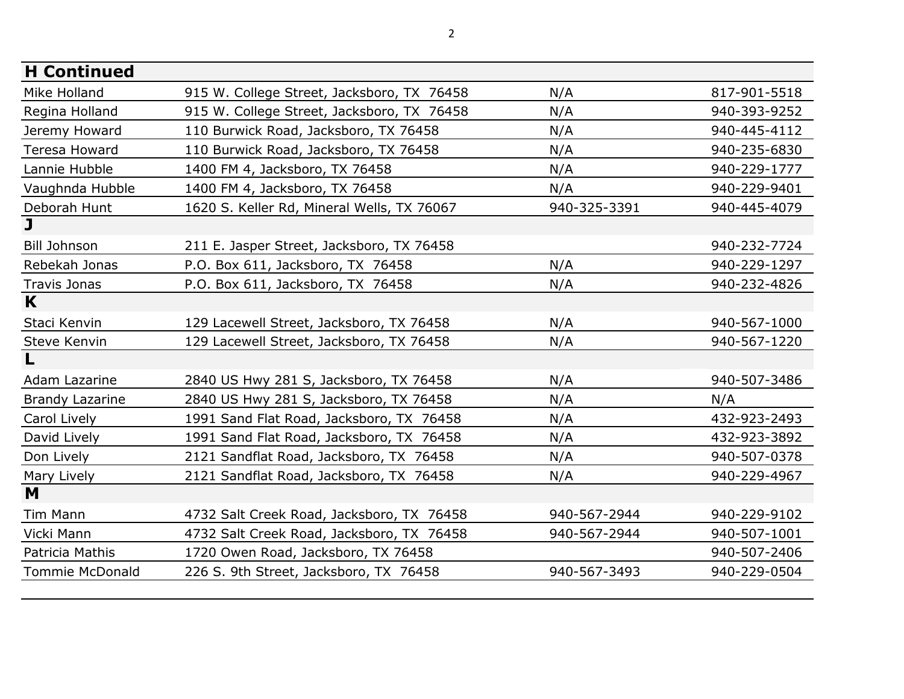| H Continued | | | |
|---|---|---|---|
| Mike Holland | 915 W. College Street, Jacksboro, TX 76458 | N/A | 817-901-5518 |
| Regina Holland | 915 W. College Street, Jacksboro, TX 76458 | N/A | 940-393-9252 |
| Jeremy Howard | 110 Burwick Road, Jacksboro, TX 76458 | N/A | 940-445-4112 |
| Teresa Howard | 110 Burwick Road, Jacksboro, TX 76458 | N/A | 940-235-6830 |
| Lannie Hubble | 1400 FM 4, Jacksboro, TX 76458 | N/A | 940-229-1777 |
| Vaughnda Hubble | 1400 FM 4, Jacksboro, TX 76458 | N/A | 940-229-9401 |
| Deborah Hunt | 1620 S. Keller Rd, Mineral Wells, TX 76067 | 940-325-3391 | 940-445-4079 |
| **J** | | | |
| Bill Johnson | 211 E. Jasper Street, Jacksboro, TX 76458 | | 940-232-7724 |
| Rebekah Jonas | P.O. Box 611, Jacksboro, TX 76458 | N/A | 940-229-1297 |
| Travis Jonas | P.O. Box 611, Jacksboro, TX 76458 | N/A | 940-232-4826 |
| **K** | | | |
| Staci Kenvin | 129 Lacewell Street, Jacksboro, TX 76458 | N/A | 940-567-1000 |
| Steve Kenvin | 129 Lacewell Street, Jacksboro, TX 76458 | N/A | 940-567-1220 |
| **L** | | | |
| Adam Lazarine | 2840 US Hwy 281 S, Jacksboro, TX 76458 | N/A | 940-507-3486 |
| Brandy Lazarine | 2840 US Hwy 281 S, Jacksboro, TX 76458 | N/A | N/A |
| Carol Lively | 1991 Sand Flat Road, Jacksboro, TX 76458 | N/A | 432-923-2493 |
| David Lively | 1991 Sand Flat Road, Jacksboro, TX 76458 | N/A | 432-923-3892 |
| Don Lively | 2121 Sandflat Road, Jacksboro, TX 76458 | N/A | 940-507-0378 |
| Mary Lively | 2121 Sandflat Road, Jacksboro, TX 76458 | N/A | 940-229-4967 |
| **M** | | | |
| Tim Mann | 4732 Salt Creek Road, Jacksboro, TX 76458 | 940-567-2944 | 940-229-9102 |
| Vicki Mann | 4732 Salt Creek Road, Jacksboro, TX 76458 | 940-567-2944 | 940-507-1001 |
| Patricia Mathis | 1720 Owen Road, Jacksboro, TX 76458 | | 940-507-2406 |
| Tommie McDonald | 226 S. 9th Street, Jacksboro, TX 76458 | 940-567-3493 | 940-229-0504 |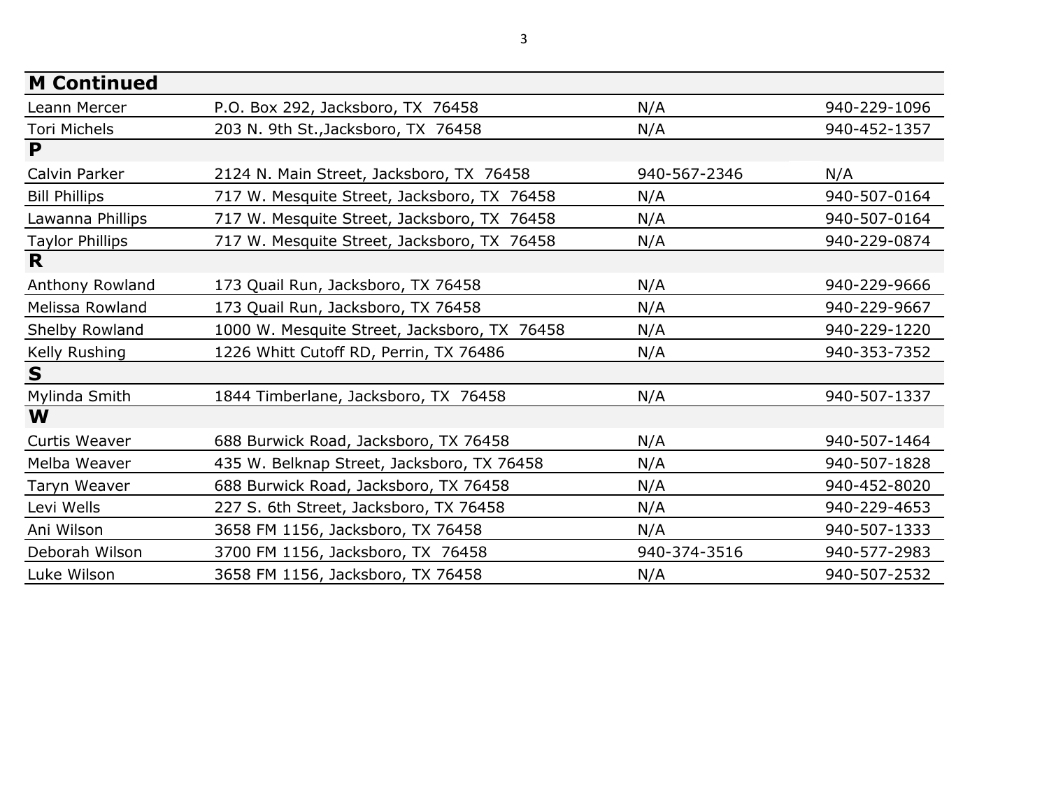| | | | |
|---|---|---|---|
| **M Continued** | | | |
| Leann Mercer | P.O. Box 292, Jacksboro, TX  76458 | N/A | 940-229-1096 |
| Tori Michels | 203 N. 9th St.,Jacksboro, TX  76458 | N/A | 940-452-1357 |
| **P** | | | |
| Calvin Parker | 2124 N. Main Street, Jacksboro, TX  76458 | 940-567-2346 | N/A |
| Bill Phillips | 717 W. Mesquite Street, Jacksboro, TX  76458 | N/A | 940-507-0164 |
| Lawanna Phillips | 717 W. Mesquite Street, Jacksboro, TX  76458 | N/A | 940-507-0164 |
| Taylor Phillips | 717 W. Mesquite Street, Jacksboro, TX  76458 | N/A | 940-229-0874 |
| **R** | | | |
| Anthony Rowland | 173 Quail Run, Jacksboro, TX 76458 | N/A | 940-229-9666 |
| Melissa Rowland | 173 Quail Run, Jacksboro, TX 76458 | N/A | 940-229-9667 |
| Shelby Rowland | 1000 W. Mesquite Street, Jacksboro, TX  76458 | N/A | 940-229-1220 |
| Kelly Rushing | 1226 Whitt Cutoff RD, Perrin, TX 76486 | N/A | 940-353-7352 |
| **S** | | | |
| Mylinda Smith | 1844 Timberlane, Jacksboro, TX  76458 | N/A | 940-507-1337 |
| **W** | | | |
| Curtis Weaver | 688 Burwick Road, Jacksboro, TX 76458 | N/A | 940-507-1464 |
| Melba Weaver | 435 W. Belknap Street, Jacksboro, TX 76458 | N/A | 940-507-1828 |
| Taryn Weaver | 688 Burwick Road, Jacksboro, TX 76458 | N/A | 940-452-8020 |
| Levi Wells | 227 S. 6th Street, Jacksboro, TX 76458 | N/A | 940-229-4653 |
| Ani Wilson | 3658 FM 1156, Jacksboro, TX 76458 | N/A | 940-507-1333 |
| Deborah Wilson | 3700 FM 1156, Jacksboro, TX  76458 | 940-374-3516 | 940-577-2983 |
| Luke Wilson | 3658 FM 1156, Jacksboro, TX 76458 | N/A | 940-507-2532 |